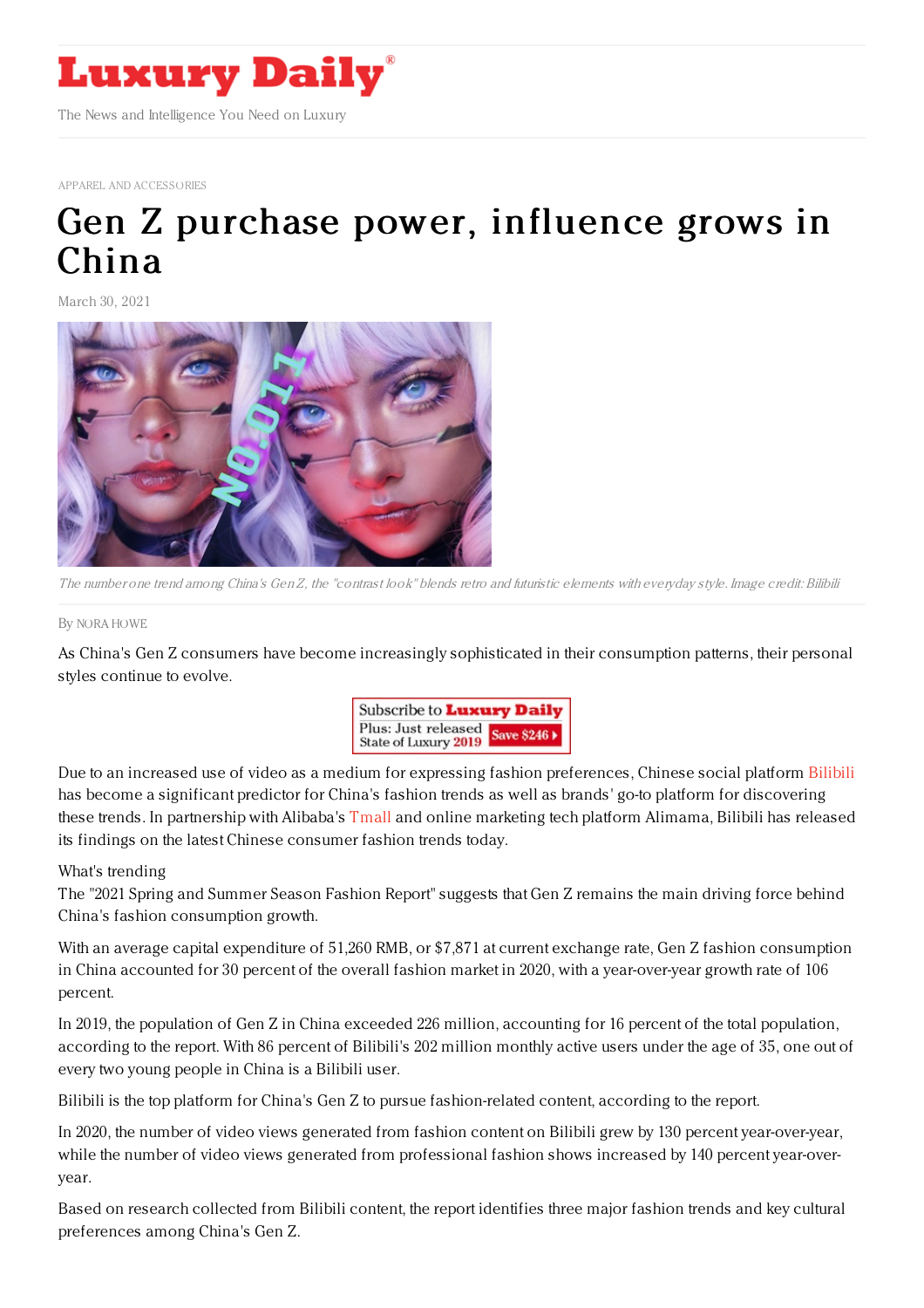APPAREL AND ACCESSORIES

# Gen Z purchase power, influence grows in China

March 30, 2021

*The number one trend among China's Gen Z, the "contrast look" blends retro and futuristic elements with everyday style. Image credit: Bilibili*

By NORA HOWE

As China's Gen Z consumers have become increasingly sophisticated in their consumption patterns, their personal styles continue to evolve.

Due to an increased use of video as a medium for expressing fashion preferences, Chinese social platform Bilibili has become a significant predictor for China's fashion trends as well as brands' go-to platform for discovering these trends. In partnership with Alibaba's Tmall and online marketing tech platform Alimama, Bilibili has released its findings on the latest Chinese consumer fashion trends today.

What's trending

The "2021 Spring and Summer Season Fashion Report" suggests that Gen Z remains the main driving force behind China's fashion consumption growth.

With an average capital expenditure of 51,260 RMB, or $7,871 at current exchange rate, Gen Z fashion consumption in China accounted for 30 percent of the overall fashion market in 2020, with a year-over-year growth rate of 106 percent.

In 2019, the population of Gen Z in China exceeded 226 million, accounting for 16 percent of the total population, according to the report. With 86 percent of Bilibili's 202 million monthly active users under the age of 35, one out of every two young people in China is a Bilibili user.

Bilibili is the top platform for China's Gen Z to pursue fashion-related content, according to the report.

In 2020, the number of video views generated from fashion content on Bilibili grew by 130 percent year-over-year, while the number of video views generated from professional fashion shows increased by 140 percent year-over-year.

Based on research collected from Bilibili content, the report identifies three major fashion trends and key cultural preferences among China's Gen Z.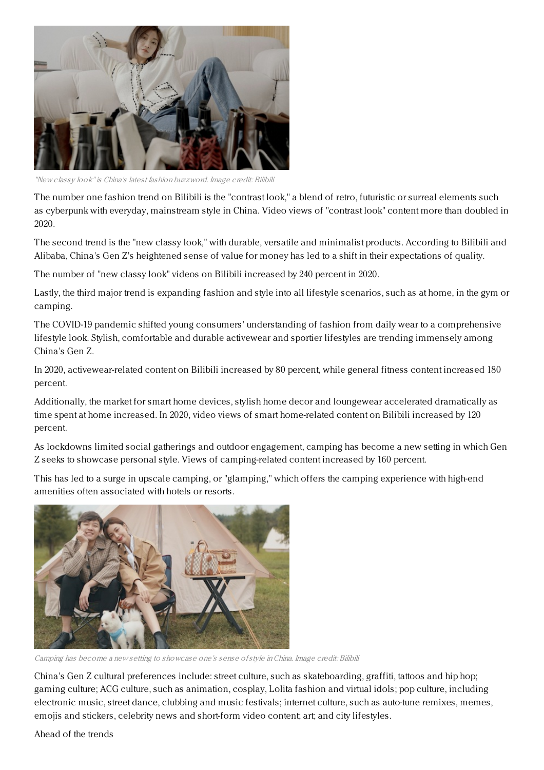"New classy look" is China's latest fashion buzzword. Image credit: Bilibili

The number one fashion trend on Bilibili is the "contrast look," a blend of retro, futuristic or surreal elements such as cyberpunk with everyday, mainstream style in China. Video views of "contrast look" content more than doubled in 2020.

The second trend is the "new classy look," with durable, versatile and minimalist products. According to Bilibili and Alibaba, China's Gen Z's heightened sense of value for money has led to a shift in their expectations of quality.

The number of "new classy look" videos on Bilibili increased by 240 percent in 2020.

Lastly, the third major trend is expanding fashion and style into all lifestyle scenarios, such as at home, in the gym or camping.

The COVID-19 pandemic shifted young consumers' understanding of fashion from daily wear to a comprehensive lifestyle look. Stylish, comfortable and durable activewear and sportier lifestyles are trending immensely among China's Gen Z.

In 2020, activewear-related content on Bilibili increased by 80 percent, while general fitness content increased 180 percent.

Additionally, the market for smart home devices, stylish home decor and loungewear accelerated dramatically as time spent at home increased. In 2020, video views of smart home-related content on Bilibili increased by 120 percent.

As lockdowns limited social gatherings and outdoor engagement, camping has become a new setting in which Gen Z seeks to showcase personal style. Views of camping-related content increased by 160 percent.

This has led to a surge in upscale camping, or "glamping," which offers the camping experience with high-end amenities often associated with hotels or resorts.

Camping has become a new setting to showcase one's sense of style in China. Image credit: Bilibili

China's Gen Z cultural preferences include: street culture, such as skateboarding, graffiti, tattoos and hip hop; gaming culture; ACG culture, such as animation, cosplay, Lolita fashion and virtual idols; pop culture, including electronic music, street dance, clubbing and music festivals; internet culture, such as auto-tune remixes, memes, emojis and stickers, celebrity news and short-form video content; art; and city lifestyles.

Ahead of the trends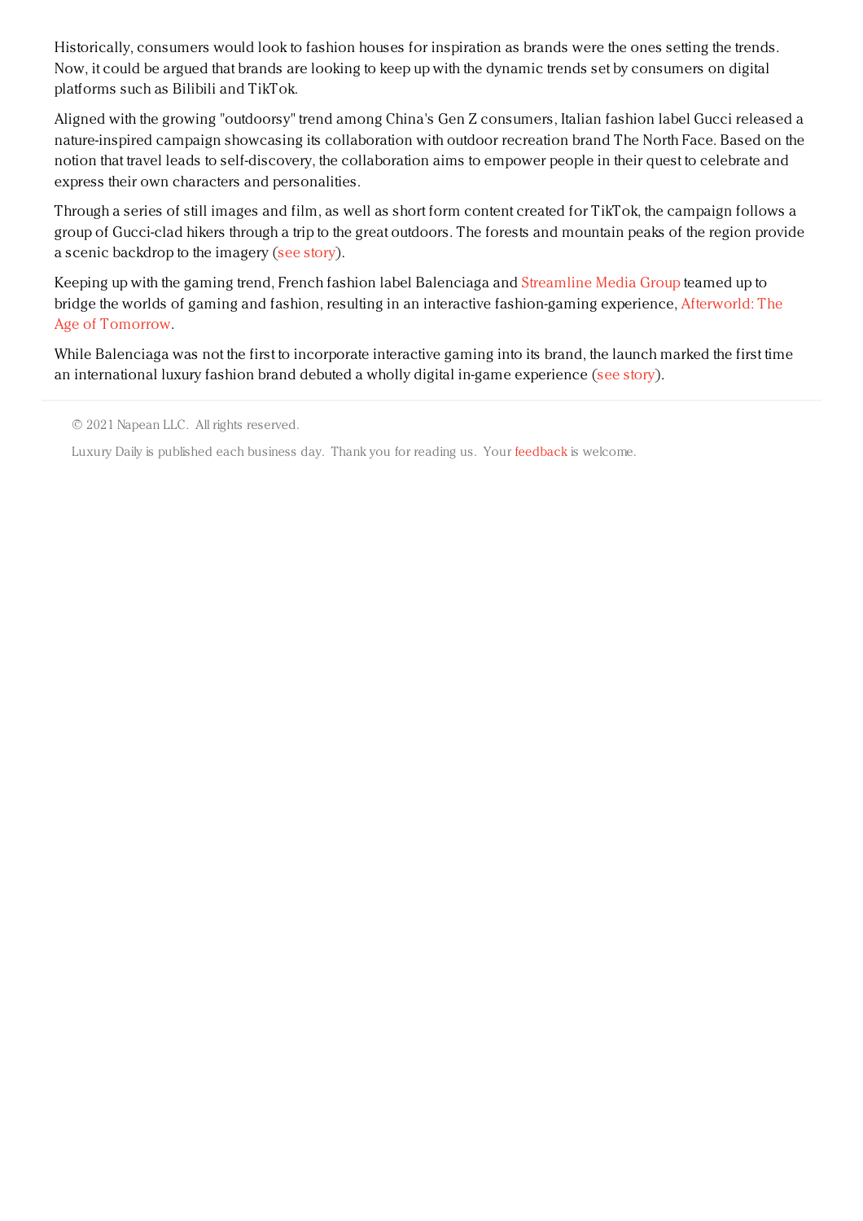Historically, consumers would look to fashion houses for inspiration as brands were the ones setting the trends. Now, it could be argued that brands are looking to keep up with the dynamic trends set by consumers on digital platforms such as Bilibili and TikTok.

Aligned with the growing "outdoorsy" trend among China's Gen Z consumers, Italian fashion label Gucci released a nature-inspired campaign showcasing its collaboration with outdoor recreation brand The North Face. Based on the notion that travel leads to self-discovery, the collaboration aims to empower people in their quest to celebrate and express their own characters and personalities.

Through a series of still images and film, as well as short form content created for TikTok, the campaign follows a group of Gucci-clad hikers through a trip to the great outdoors. The forests and mountain peaks of the region provide a scenic backdrop to the imagery (see story).

Keeping up with the gaming trend, French fashion label Balenciaga and Streamline Media Group teamed up to bridge the worlds of gaming and fashion, resulting in an interactive fashion-gaming experience, Afterworld: The Age of Tomorrow.

While Balenciaga was not the first to incorporate interactive gaming into its brand, the launch marked the first time an international luxury fashion brand debuted a wholly digital in-game experience (see story).

© 2021 Napean LLC. All rights reserved.

Luxury Daily is published each business day. Thank you for reading us. Your feedback is welcome.